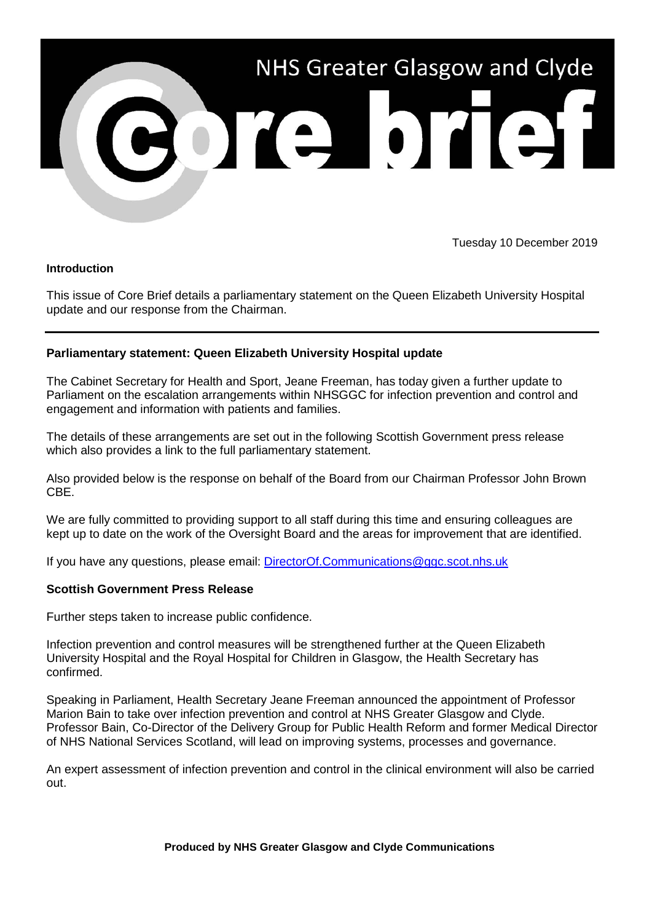# NHS Greater Glasgow and Clyde Core brief

Tuesday 10 December 2019

**Introduction**

This issue of Core Brief details a parliamentary statement on the Queen Elizabeth University Hospital update and our response from the Chairman.

---

**Parliamentary statement: Queen Elizabeth University Hospital update**

The Cabinet Secretary for Health and Sport, Jeane Freeman, has today given a further update to Parliament on the escalation arrangements within NHSGGC for infection prevention and control and engagement and information with patients and families.

The details of these arrangements are set out in the following Scottish Government press release which also provides a link to the full parliamentary statement.

Also provided below is the response on behalf of the Board from our Chairman Professor John Brown CBE.

We are fully committed to providing support to all staff during this time and ensuring colleagues are kept up to date on the work of the Oversight Board and the areas for improvement that are identified.

If you have any questions, please email: [DirectorOf.Communications@ggc.scot.nhs.uk](mailto:DirectorOf.Communications@ggc.scot.nhs.uk)

**Scottish Government Press Release**

Further steps taken to increase public confidence.

Infection prevention and control measures will be strengthened further at the Queen Elizabeth University Hospital and the Royal Hospital for Children in Glasgow, the Health Secretary has confirmed.

Speaking in Parliament, Health Secretary Jeane Freeman announced the appointment of Professor Marion Bain to take over infection prevention and control at NHS Greater Glasgow and Clyde. Professor Bain, Co-Director of the Delivery Group for Public Health Reform and former Medical Director of NHS National Services Scotland, will lead on improving systems, processes and governance.

An expert assessment of infection prevention and control in the clinical environment will also be carried out.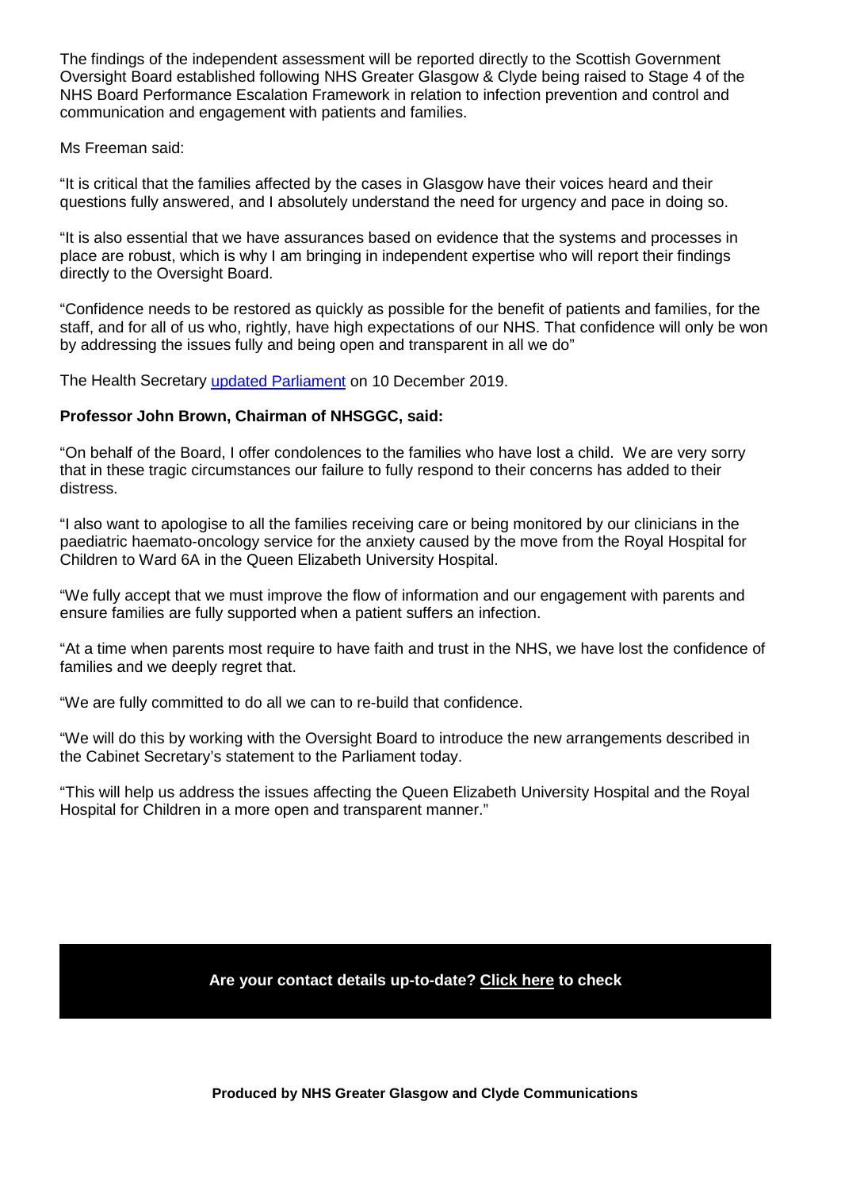The findings of the independent assessment will be reported directly to the Scottish Government Oversight Board established following NHS Greater Glasgow & Clyde being raised to Stage 4 of the NHS Board Performance Escalation Framework in relation to infection prevention and control and communication and engagement with patients and families.

Ms Freeman said:

"It is critical that the families affected by the cases in Glasgow have their voices heard and their questions fully answered, and I absolutely understand the need for urgency and pace in doing so.

"It is also essential that we have assurances based on evidence that the systems and processes in place are robust, which is why I am bringing in independent expertise who will report their findings directly to the Oversight Board.

"Confidence needs to be restored as quickly as possible for the benefit of patients and families, for the staff, and for all of us who, rightly, have high expectations of our NHS. That confidence will only be won by addressing the issues fully and being open and transparent in all we do"

The Health Secretary updated Parliament on 10 December 2019.

**Professor John Brown, Chairman of NHSGGC, said:**

"On behalf of the Board, I offer condolences to the families who have lost a child. We are very sorry that in these tragic circumstances our failure to fully respond to their concerns has added to their distress.

"I also want to apologise to all the families receiving care or being monitored by our clinicians in the paediatric haemato-oncology service for the anxiety caused by the move from the Royal Hospital for Children to Ward 6A in the Queen Elizabeth University Hospital.

"We fully accept that we must improve the flow of information and our engagement with parents and ensure families are fully supported when a patient suffers an infection.

"At a time when parents most require to have faith and trust in the NHS, we have lost the confidence of families and we deeply regret that.

"We are fully committed to do all we can to re-build that confidence.

"We will do this by working with the Oversight Board to introduce the new arrangements described in the Cabinet Secretary's statement to the Parliament today.

"This will help us address the issues affecting the Queen Elizabeth University Hospital and the Royal Hospital for Children in a more open and transparent manner."

**Are your contact details up-to-date? Click here to check**

**Produced by NHS Greater Glasgow and Clyde Communications**